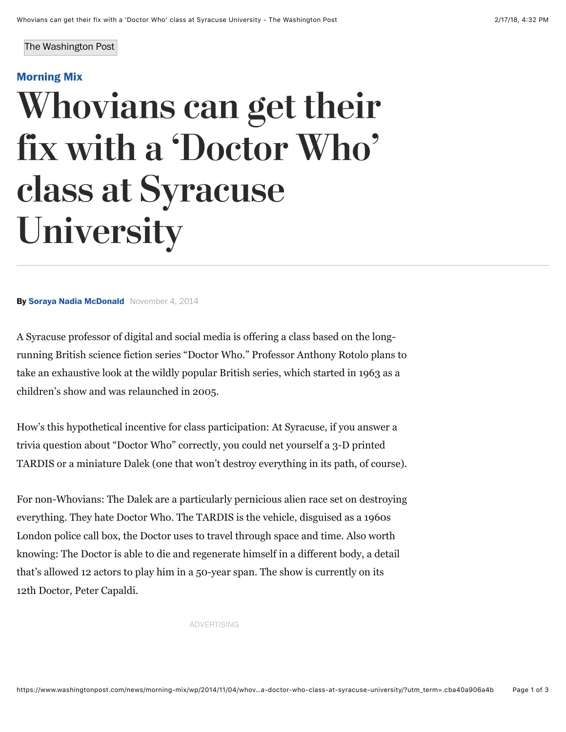The Washington Post

**Morning Mix**

# Whovians can get their fix with a 'Doctor Who' class at Syracuse University

**By Soraya Nadia McDonald** November 4, 2014

A Syracuse professor of digital and social media is offering a class based on the long-running British science fiction series "Doctor Who." Professor Anthony Rotolo plans to take an exhaustive look at the wildly popular British series, which started in 1963 as a children's show and was relaunched in 2005.

How's this hypothetical incentive for class participation: At Syracuse, if you answer a trivia question about "Doctor Who" correctly, you could net yourself a 3-D printed TARDIS or a miniature Dalek (one that won't destroy everything in its path, of course).

For non-Whovians: The Dalek are a particularly pernicious alien race set on destroying everything. They hate Doctor Who. The TARDIS is the vehicle, disguised as a 1960s London police call box, the Doctor uses to travel through space and time. Also worth knowing: The Doctor is able to die and regenerate himself in a different body, a detail that's allowed 12 actors to play him in a 50-year span. The show is currently on its 12th Doctor, Peter Capaldi.

ADVERTISING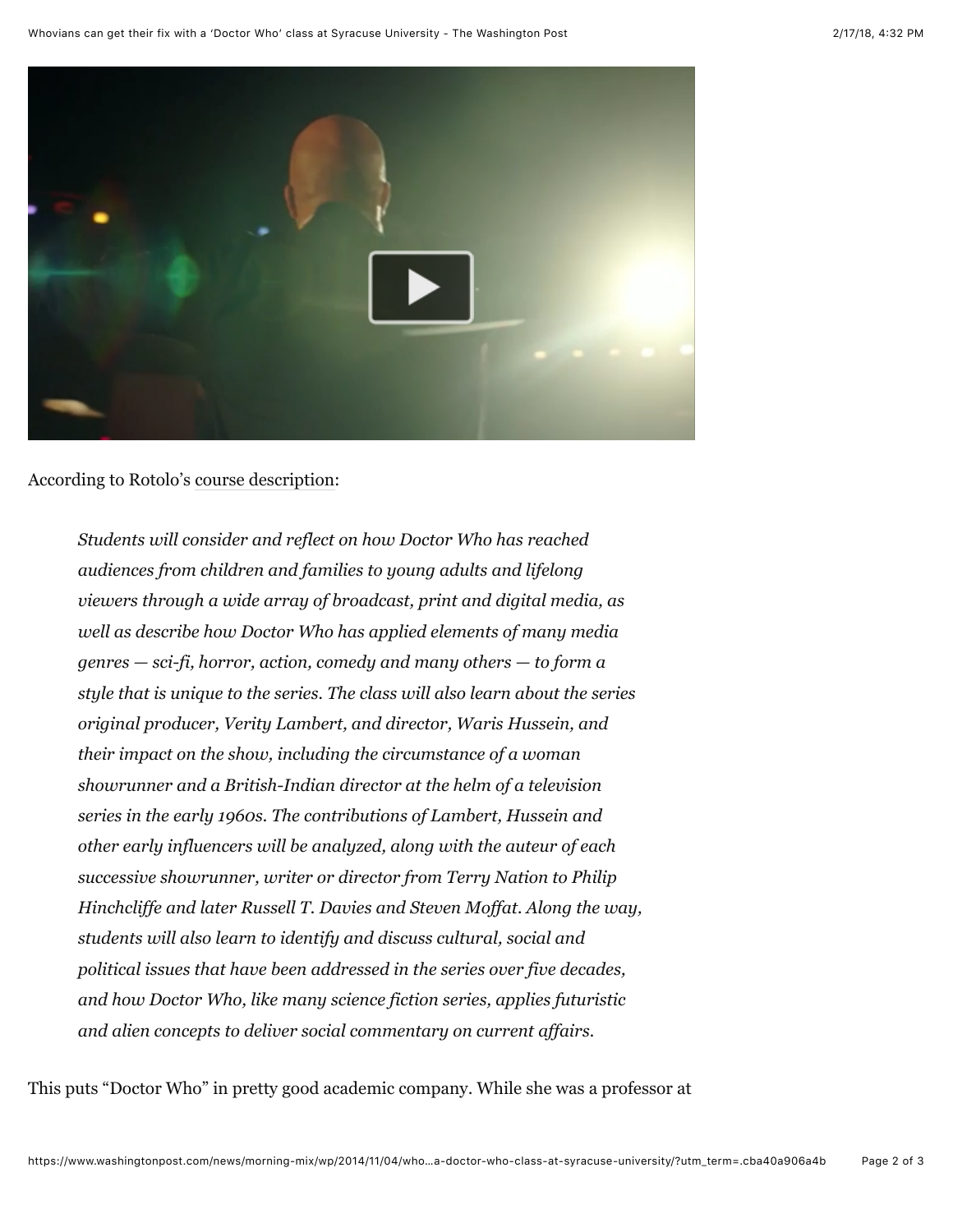According to Rotolo's course description:

> *Students will consider and reflect on how Doctor Who has reached audiences from children and families to young adults and lifelong viewers through a wide array of broadcast, print and digital media, as well as describe how Doctor Who has applied elements of many media genres — sci-fi, horror, action, comedy and many others — to form a style that is unique to the series. The class will also learn about the series original producer, Verity Lambert, and director, Waris Hussein, and their impact on the show, including the circumstance of a woman showrunner and a British-Indian director at the helm of a television series in the early 1960s. The contributions of Lambert, Hussein and other early influencers will be analyzed, along with the auteur of each successive showrunner, writer or director from Terry Nation to Philip Hinchcliffe and later Russell T. Davies and Steven Moffat. Along the way, students will also learn to identify and discuss cultural, social and political issues that have been addressed in the series over five decades, and how Doctor Who, like many science fiction series, applies futuristic and alien concepts to deliver social commentary on current affairs.*

This puts "Doctor Who" in pretty good academic company. While she was a professor at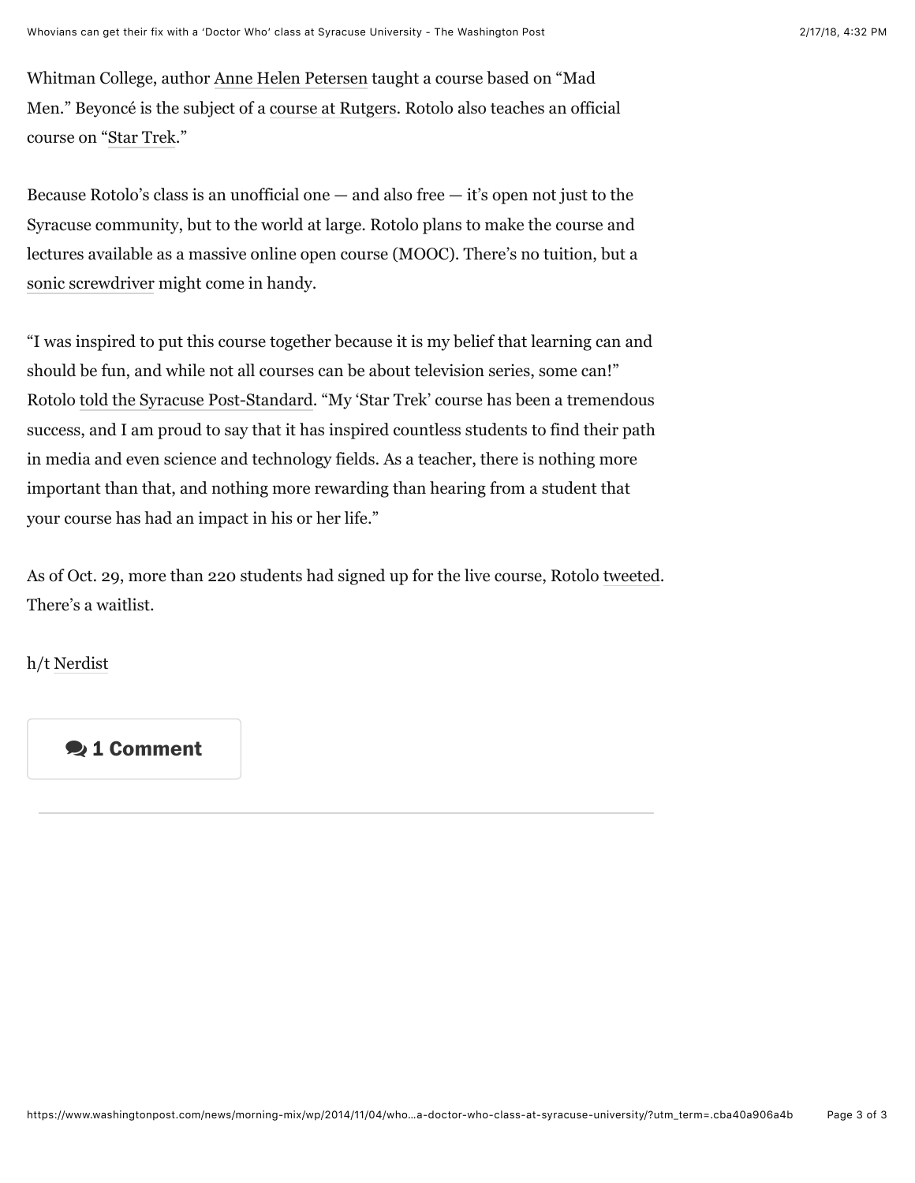Whitman College, author Anne Helen Petersen taught a course based on “Mad Men.” Beyoncé is the subject of a course at Rutgers. Rotolo also teaches an official course on “Star Trek.”

Because Rotolo’s class is an unofficial one — and also free — it’s open not just to the Syracuse community, but to the world at large. Rotolo plans to make the course and lectures available as a massive online open course (MOOC). There’s no tuition, but a sonic screwdriver might come in handy.

“I was inspired to put this course together because it is my belief that learning can and should be fun, and while not all courses can be about television series, some can!” Rotolo told the Syracuse Post-Standard. “My ‘Star Trek’ course has been a tremendous success, and I am proud to say that it has inspired countless students to find their path in media and even science and technology fields. As a teacher, there is nothing more important than that, and nothing more rewarding than hearing from a student that your course has had an impact in his or her life.”

As of Oct. 29, more than 220 students had signed up for the live course, Rotolo tweeted. There’s a waitlist.

h/t Nerdist

1 Comment